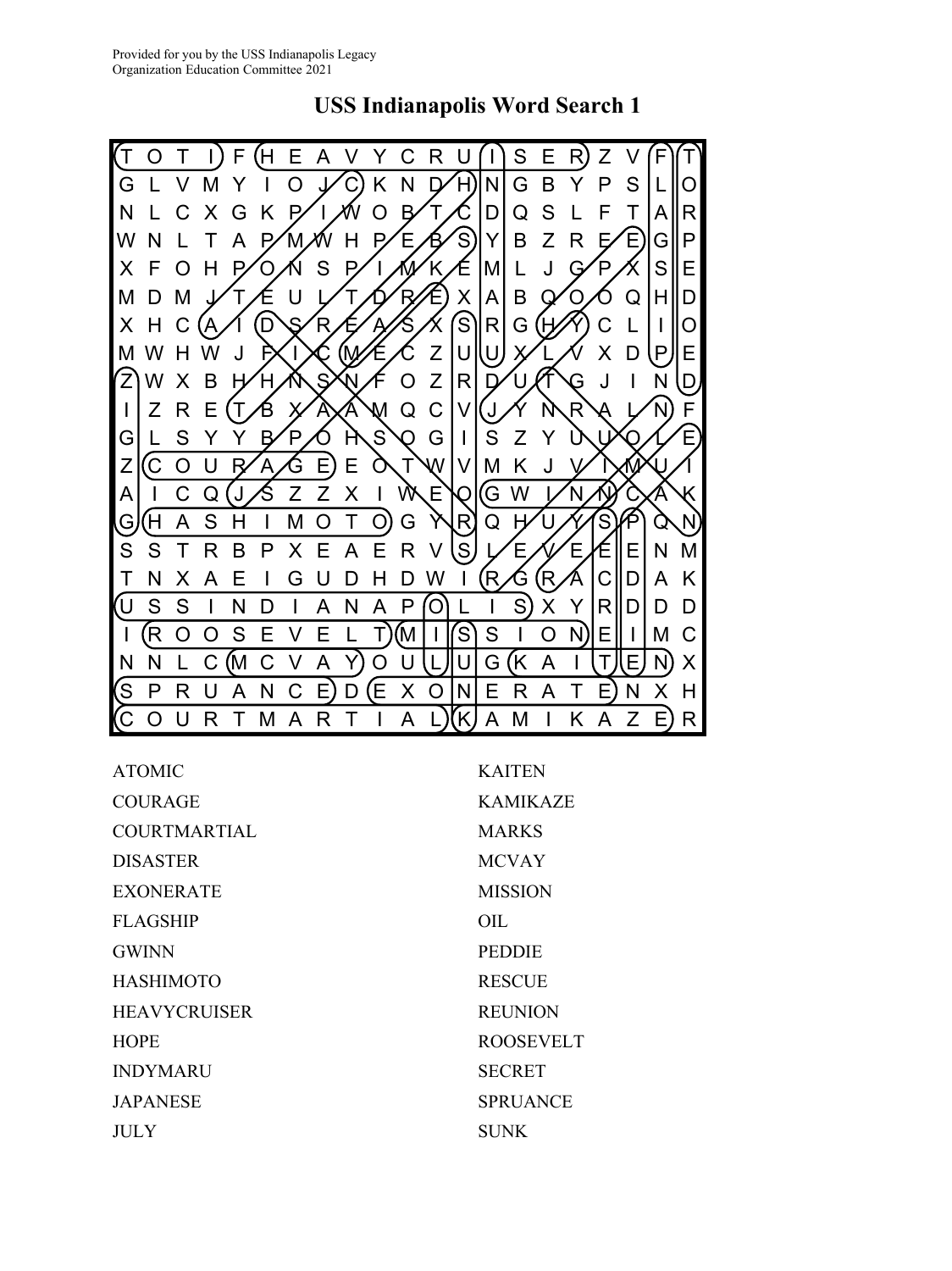Provided for you by the USS Indianapolis Legacy Organization Education Committee 2021

# USS Indianapolis Word Search 1

| | | | | | | | | | | | | | | | | | | | | | |
|---|---|---|---|---|---|---|---|---|---|---|---|---|---|---|---|---|---|---|---|---|---|
| T | O | T | I | F | H | E | A | V | Y | C | R | U | I | S | E | R | Z | V | F | T |
| G | L | V | M | Y | I | O | J | C | K | N | D | H | N | G | B | Y | P | S | L | O |
| N | L | C | X | G | K | P | I | W | O | B | T | C | D | Q | S | L | F | T | A | R |
| W | N | L | T | A | P | M | W | H | P | E | B | S | Y | B | Z | R | E | E | G | P |
| X | F | O | H | P | O | N | S | P | I | M | K | E | M | L | J | G | P | X | S | E |
| M | D | M | J | T | E | U | L | T | D | R | E | X | A | B | Q | O | O | Q | H | D |
| X | H | C | A | I | D | S | R | E | A | S | X | S | R | G | H | Y | C | L | I | O |
| M | W | H | W | J | F | I | C | M | E | C | Z | U | U | X | L | V | X | D | P | E |
| Z | W | X | B | H | H | N | S | N | F | O | Z | R | D | U | T | G | J | I | N | D |
| I | Z | R | E | T | B | X | A | A | M | Q | C | V | J | Y | N | R | A | L | N | F |
| G | L | S | Y | Y | B | P | O | H | S | O | G | I | S | Z | Y | U | U | O | L | E |
| Z | C | O | U | R | A | G | E | E | O | T | W | V | M | K | J | V | I | M | U | I |
| A | I | C | Q | J | S | Z | Z | X | I | W | E | O | G | W | I | N | N | C | A | K |
| G | H | A | S | H | I | M | O | T | O | G | Y | R | Q | H | U | Y | S | P | Q | N |
| S | S | T | R | B | P | X | E | A | E | R | V | S | L | E | V | E | E | E | N | M |
| T | N | X | A | E | I | G | U | D | H | D | W | I | R | G | R | A | C | D | A | K |
| U | S | S | I | N | D | I | A | N | A | P | O | L | I | S | X | Y | R | D | D | D |
| I | R | O | O | S | E | V | E | L | T | M | I | S | S | I | O | N | E | I | M | C |
| N | N | L | C | M | C | V | A | Y | O | U | L | U | G | K | A | I | T | E | N | X |
| S | P | R | U | A | N | C | E | D | E | X | O | N | E | R | A | T | E | N | X | H |
| C | O | U | R | T | M | A | R | T | I | A | L | K | A | M | I | K | A | Z | E | R |

ATOMIC
COURAGE
COURTMARTIAL
DISASTER
EXONERATE
FLAGSHIP
GWINN
HASHIMOTO
HEAVYCRUISER
HOPE
INDYMARU
JAPANESE
JULY
KAITEN
KAMIKAZE
MARKS
MCVAY
MISSION
OIL
PEDDIE
RESCUE
REUNION
ROOSEVELT
SECRET
SPRUANCE
SUNK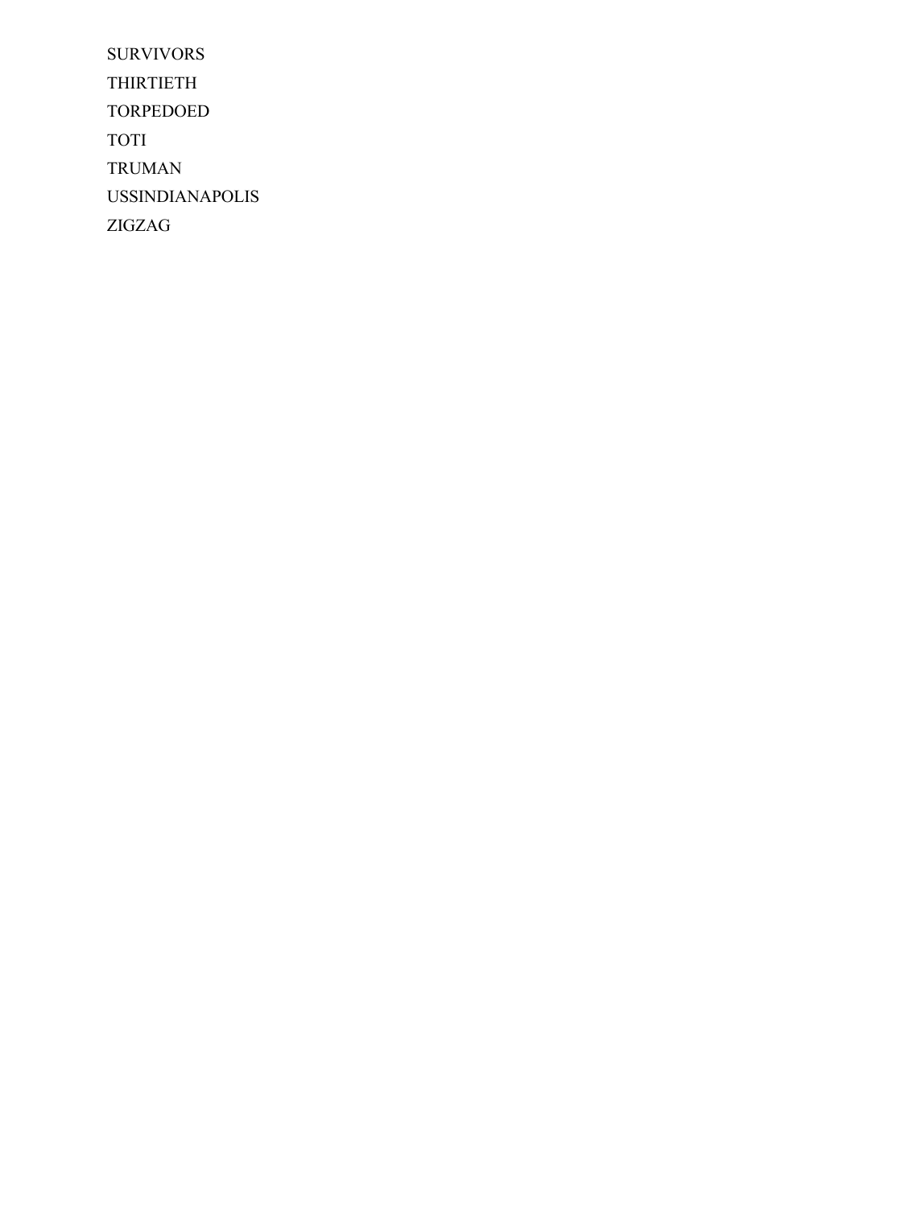SURVIVORS

THIRTIETH

TORPEDOED

TOTI

TRUMAN

USSINDIANAPOLIS

ZIGZAG